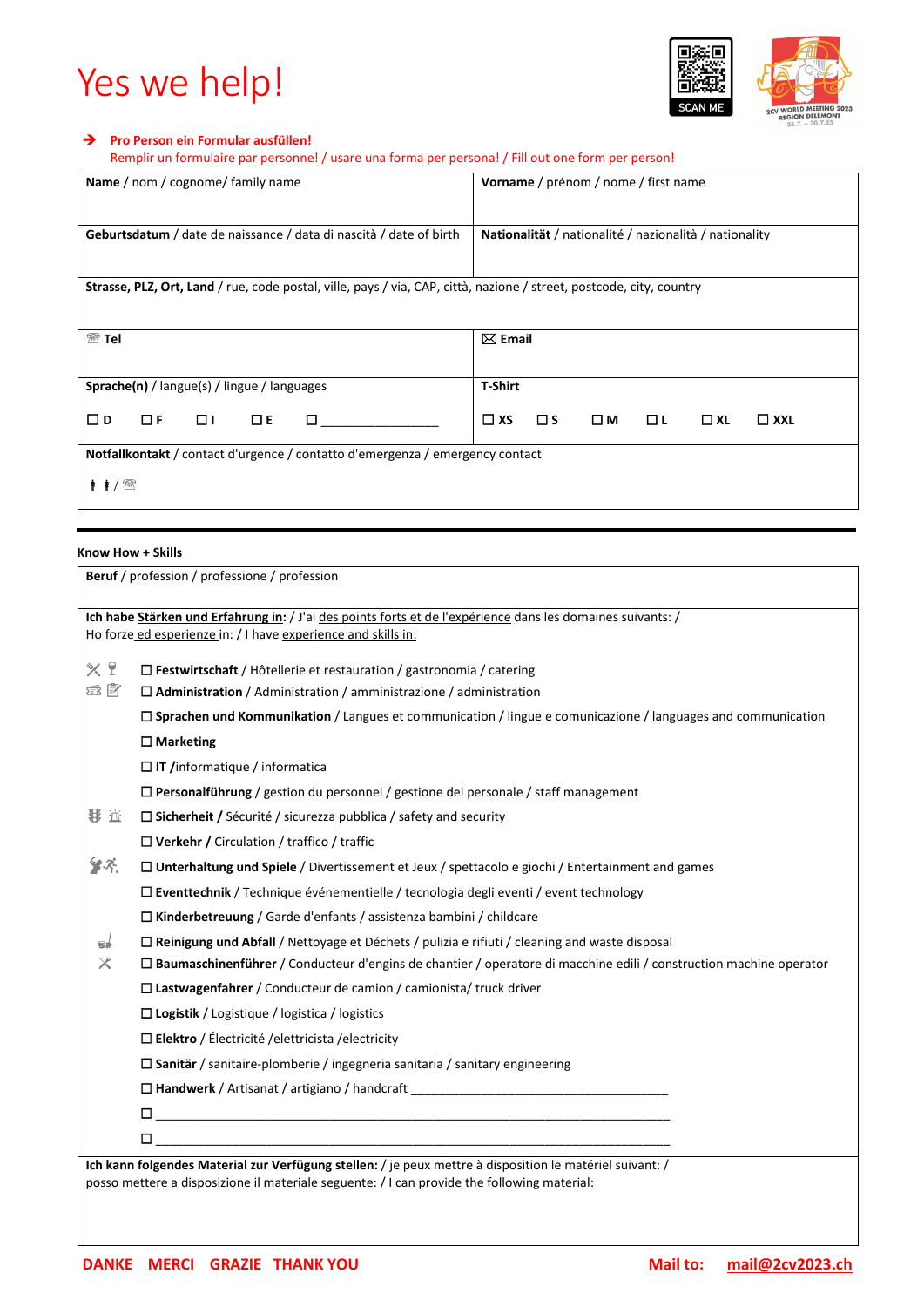# Yes we help!

**➔ Pro Person ein Formular ausfüllen!**
Remplir un formulaire par personne! / usare una forma per persona! / Fill out one form per person!

| **Name** / nom / cognome/ family name | **Vorname** / prénom / nome / first name |
| --- | --- |
| **Geburtsdatum** / date de naissance / data di nascità / date of birth | **Nationalität** / nationalité / nazionalità / nationality |
| **Strasse, PLZ, Ort, Land** / rue, code postal, ville, pays / via, CAP, città, nazione / street, postcode, city, country | |
| **Tel** | **Email** |
| **Sprache(n)** / langue(s) / lingue / languages<br>☐ **D** ☐ **F** ☐ **I** ☐ **E** ☐ ________________ | **T-Shirt**<br>☐ **XS** ☐ **S** ☐ **M** ☐ **L** ☐ **XL** ☐ **XXL** |
| **Notfallkontakt** / contact d'urgence / contatto d'emergenza / emergency contact<br>/ | |

**Know How + Skills**

**Beruf** / profession / professione / profession

**Ich habe Stärken und Erfahrung in:** / J'ai des points forts et de l'expérience dans les domaines suivants: / Ho forze ed esperienze in: / I have experience and skills in:

- ☐ **Festwirtschaft** / Hôtellerie et restauration / gastronomia / catering
- ☐ **Administration** / Administration / amministrazione / administration
- ☐ **Sprachen und Kommunikation** / Langues et communication / lingue e comunicazione / languages and communication
- ☐ **Marketing**
- ☐ **IT** /informatique / informatica
- ☐ **Personalführung** / gestion du personnel / gestione del personale / staff management
- ☐ **Sicherheit** / Sécurité / sicurezza pubblica / safety and security
- ☐ **Verkehr** / Circulation / traffico / traffic
- ☐ **Unterhaltung und Spiele** / Divertissement et Jeux / spettacolo e giochi / Entertainment and games
- ☐ **Eventtechnik** / Technique événementielle / tecnologia degli eventi / event technology
- ☐ **Kinderbetreuung** / Garde d'enfants / assistenza bambini / childcare
- ☐ **Reinigung und Abfall** / Nettoyage et Déchets / pulizia e rifiuti / cleaning and waste disposal
- ☐ **Baumaschinenführer** / Conducteur d'engins de chantier / operatore di macchine edili / construction machine operator
- ☐ **Lastwagenfahrer** / Conducteur de camion / camionista/ truck driver
- ☐ **Logistik** / Logistique / logistica / logistics
- ☐ **Elektro** / Électricité /elettricista /electricity
- ☐ **Sanitär** / sanitaire-plomberie / ingegneria sanitaria / sanitary engineering
- ☐ **Handwerk** / Artisanat / artigiano / handcraft ____________________________________
- ☐ ____________________________________________________________________________
- ☐ ____________________________________________________________________________

**Ich kann folgendes Material zur Verfügung stellen:** / je peux mettre à disposition le matériel suivant: / posso mettere a disposizione il materiale seguente: / I can provide the following material:

**DANKE MERCI GRAZIE THANK YOU** **Mail to: mail@2cv2023.ch**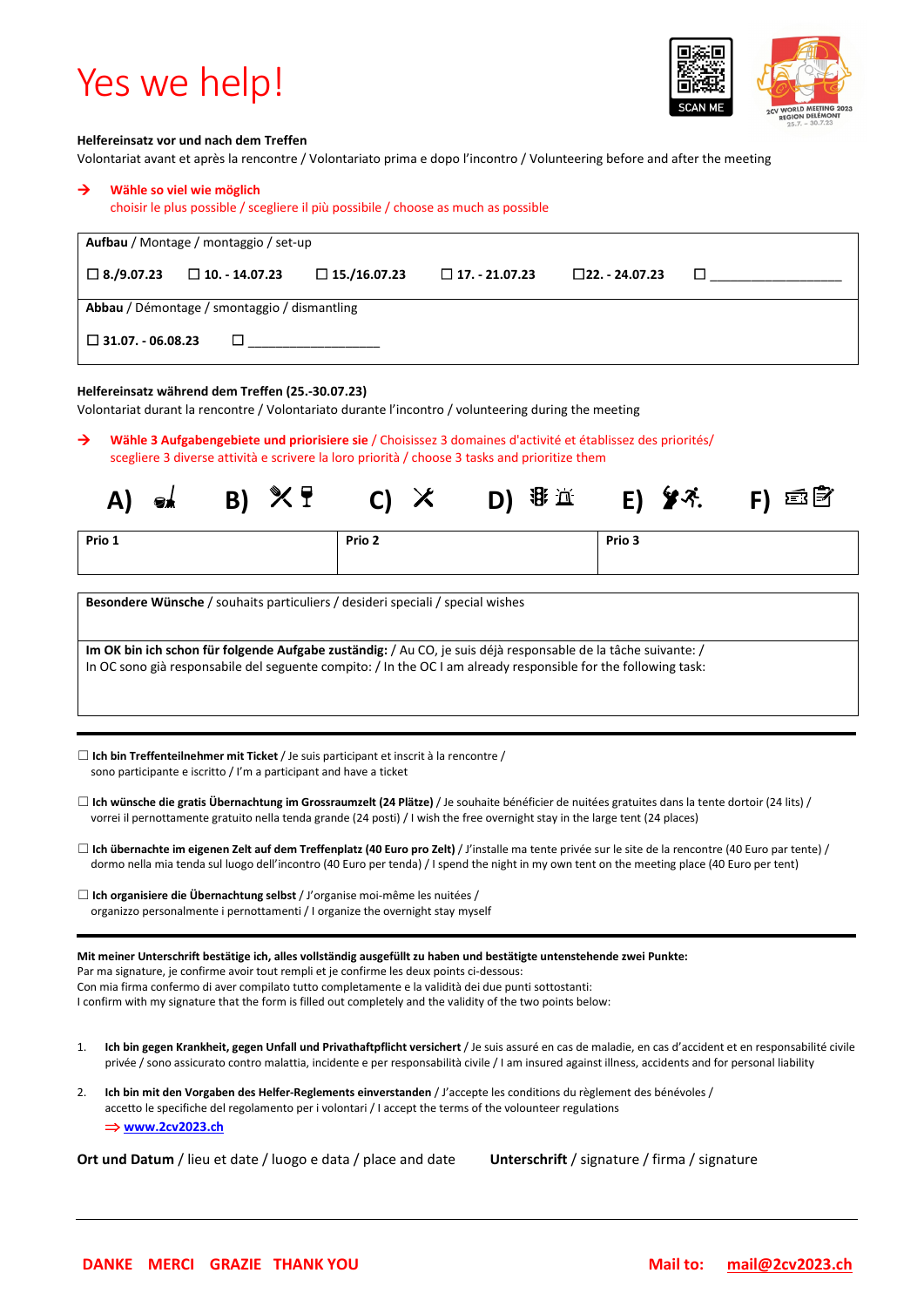# Yes we help!

SCAN ME

2CV WORLD MEETING 2023 REGION DELÉMONT 25.7. – 30.7.23

**Helfereinsatz vor und nach dem Treffen**
Volontariat avant et après la rencontre / Volontariato prima e dopo l'incontro / Volunteering before and after the meeting

➔ **Wähle so viel wie möglich**
choisir le plus possible / scegliere il più possibile / choose as much as possible

| |
|---|
| **Aufbau** / Montage / montaggio / set-up |
| ☐ **8./9.07.23** ☐ **10. - 14.07.23** ☐ **15./16.07.23** ☐ **17. - 21.07.23** ☐**22. - 24.07.23** ☐ ___________________ |
| **Abbau** / Démontage / smontaggio / dismantling |
| ☐ **31.07. - 06.08.23** ☐ ___________________ |

**Helfereinsatz während dem Treffen (25.-30.07.23)**
Volontariat durant la rencontre / Volontariato durante l'incontro / volunteering during the meeting

➔ **Wähle 3 Aufgabengebiete und priorisiere sie** / Choisissez 3 domaines d'activité et établissez des priorités/ scegliere 3 diverse attività e scrivere la loro priorità / choose 3 tasks and prioritize them

**A)** **B)** **C)** **D)** **E)** **F)**

| Prio 1 | Prio 2 | Prio 3 |
|---|---|---|
| | | |

| |
|---|
| **Besondere Wünsche** / souhaits particuliers / desideri speciali / special wishes |
| **Im OK bin ich schon für folgende Aufgabe zuständig:** / Au CO, je suis déjà responsable de la tâche suivante: / In OC sono già responsabile del seguente compito: / In the OC I am already responsible for the following task: |

☐ **Ich bin Treffenteilnehmer mit Ticket** / Je suis participant et inscrit à la rencontre / sono participante e iscritto / I'm a participant and have a ticket

☐ **Ich wünsche die gratis Übernachtung im Grossraumzelt (24 Plätze)** / Je souhaite bénéficier de nuitées gratuites dans la tente dortoir (24 lits) / vorrei il pernottamente gratuito nella tenda grande (24 posti) / I wish the free overnight stay in the large tent (24 places)

☐ **Ich übernachte im eigenen Zelt auf dem Treffenplatz (40 Euro pro Zelt)** / J'installe ma tente privée sur le site de la rencontre (40 Euro par tente) / dormo nella mia tenda sul luogo dell'incontro (40 Euro per tenda) / I spend the night in my own tent on the meeting place (40 Euro per tent)

☐ **Ich organisiere die Übernachtung selbst** / J'organise moi-même les nuitées / organizzo personalmente i pernottamenti / I organize the overnight stay myself

**Mit meiner Unterschrift bestätige ich, alles vollständig ausgefüllt zu haben und bestätigte untenstehende zwei Punkte:**
Par ma signature, je confirme avoir tout rempli et je confirme les deux points ci-dessous:
Con mia firma confermo di aver compilato tutto completamente e la validità dei due punti sottostanti:
I confirm with my signature that the form is filled out completely and the validity of the two points below:

1. **Ich bin gegen Krankheit, gegen Unfall und Privathaftpflicht versichert** / Je suis assuré en cas de maladie, en cas d'accident et en responsabilité civile privée / sono assicurato contro malattia, incidente e per responsabilità civile / I am insured against illness, accidents and for personal liability
2. **Ich bin mit den Vorgaben des Helfer-Reglements einverstanden** / J'accepte les conditions du règlement des bénévoles / accetto le specifiche del regolamento per i volontari / I accept the terms of the volunteer regulations
   ⇒ **www.2cv2023.ch**

**Ort und Datum** / lieu et date / luogo e data / place and date  **Unterschrift** / signature / firma / signature

**DANKE MERCI GRAZIE THANK YOU**  **Mail to: mail@2cv2023.ch**